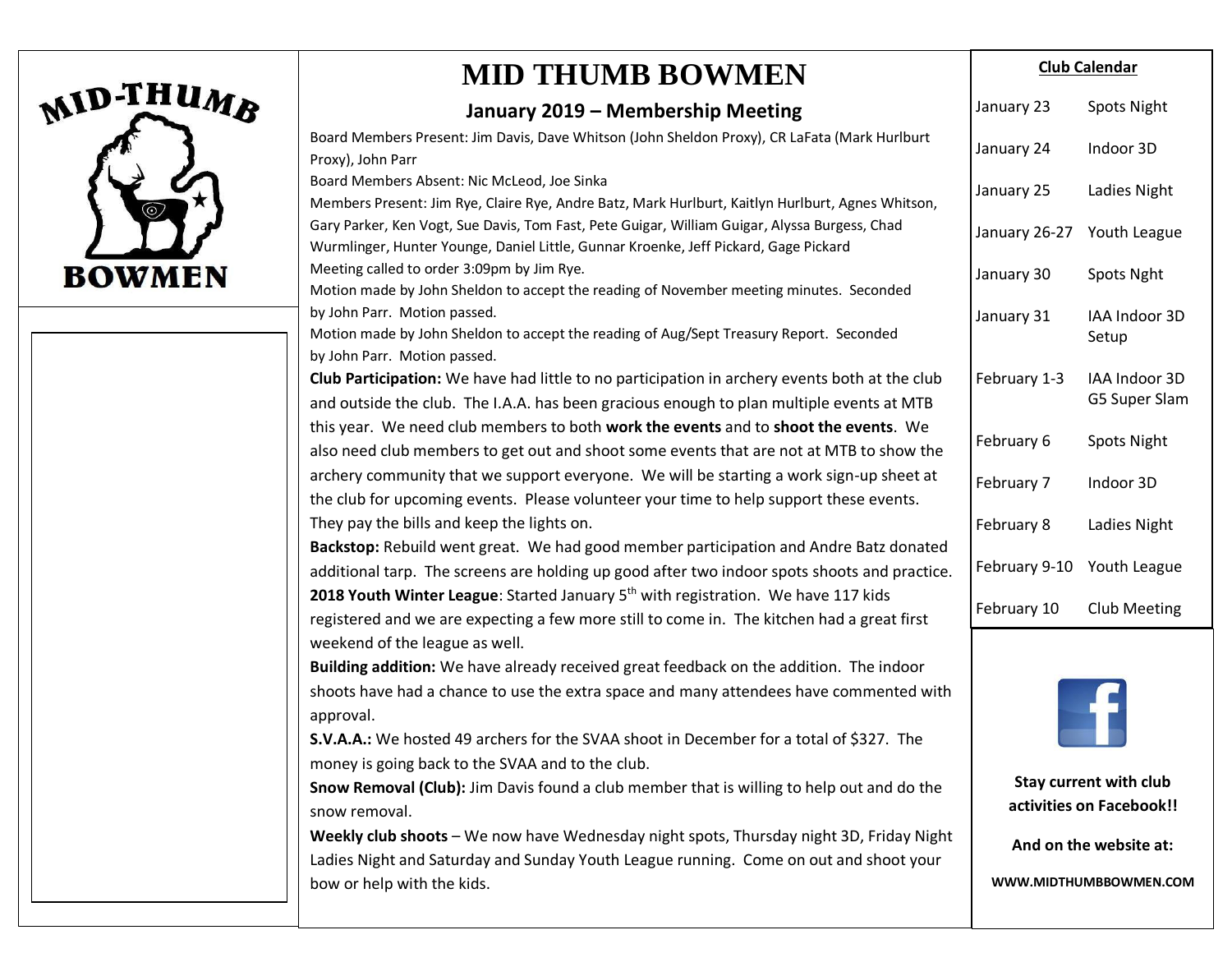# MID THUMB BOWMEN

## January 2019 – Membership Meeting

Board Members Present: Jim Davis, Dave Whitson (John Sheldon Proxy), CR LaFata (Mark Hurlburt Proxy), John Parr

Board Members Absent: Nic McLeod, Joe Sinka

Members Present: Jim Rye, Claire Rye, Andre Batz, Mark Hurlburt, Kaitlyn Hurlburt, Agnes Whitson, Gary Parker, Ken Vogt, Sue Davis, Tom Fast, Pete Guigar, William Guigar, Alyssa Burgess, Chad Wurmlinger, Hunter Younge, Daniel Little, Gunnar Kroenke, Jeff Pickard, Gage Pickard

Meeting called to order 3:09pm by Jim Rye.

Motion made by John Sheldon to accept the reading of November meeting minutes. Seconded by John Parr. Motion passed.

Motion made by John Sheldon to accept the reading of Aug/Sept Treasury Report. Seconded by John Parr. Motion passed.

**Club Participation:** We have had little to no participation in archery events both at the club and outside the club. The I.A.A. has been gracious enough to plan multiple events at MTB this year. We need club members to both **work the events** and to **shoot the events**. We also need club members to get out and shoot some events that are not at MTB to show the archery community that we support everyone. We will be starting a work sign-up sheet at the club for upcoming events. Please volunteer your time to help support these events. They pay the bills and keep the lights on.

**Backstop:** Rebuild went great. We had good member participation and Andre Batz donated additional tarp. The screens are holding up good after two indoor spots shoots and practice.

**2018 Youth Winter League**: Started January 5th with registration. We have 117 kids registered and we are expecting a few more still to come in. The kitchen had a great first weekend of the league as well.

**Building addition:** We have already received great feedback on the addition. The indoor shoots have had a chance to use the extra space and many attendees have commented with approval.

**S.V.A.A.:** We hosted 49 archers for the SVAA shoot in December for a total of $327. The money is going back to the SVAA and to the club.

**Snow Removal (Club):** Jim Davis found a club member that is willing to help out and do the snow removal.

**Weekly club shoots** – We now have Wednesday night spots, Thursday night 3D, Friday Night Ladies Night and Saturday and Sunday Youth League running. Come on out and shoot your bow or help with the kids.

**Club Calendar**

| Date | Event |
|---|---|
| January 23 | Spots Night |
| January 24 | Indoor 3D |
| January 25 | Ladies Night |
| January 26-27 | Youth League |
| January 30 | Spots Nght |
| January 31 | IAA Indoor 3D Setup |
| February 1-3 | IAA Indoor 3D G5 Super Slam |
| February 6 | Spots Night |
| February 7 | Indoor 3D |
| February 8 | Ladies Night |
| February 9-10 | Youth League |
| February 10 | Club Meeting |

**Stay current with club activities on Facebook!!**

**And on the website at:**

**WWW.MIDTHUMBBOWMEN.COM**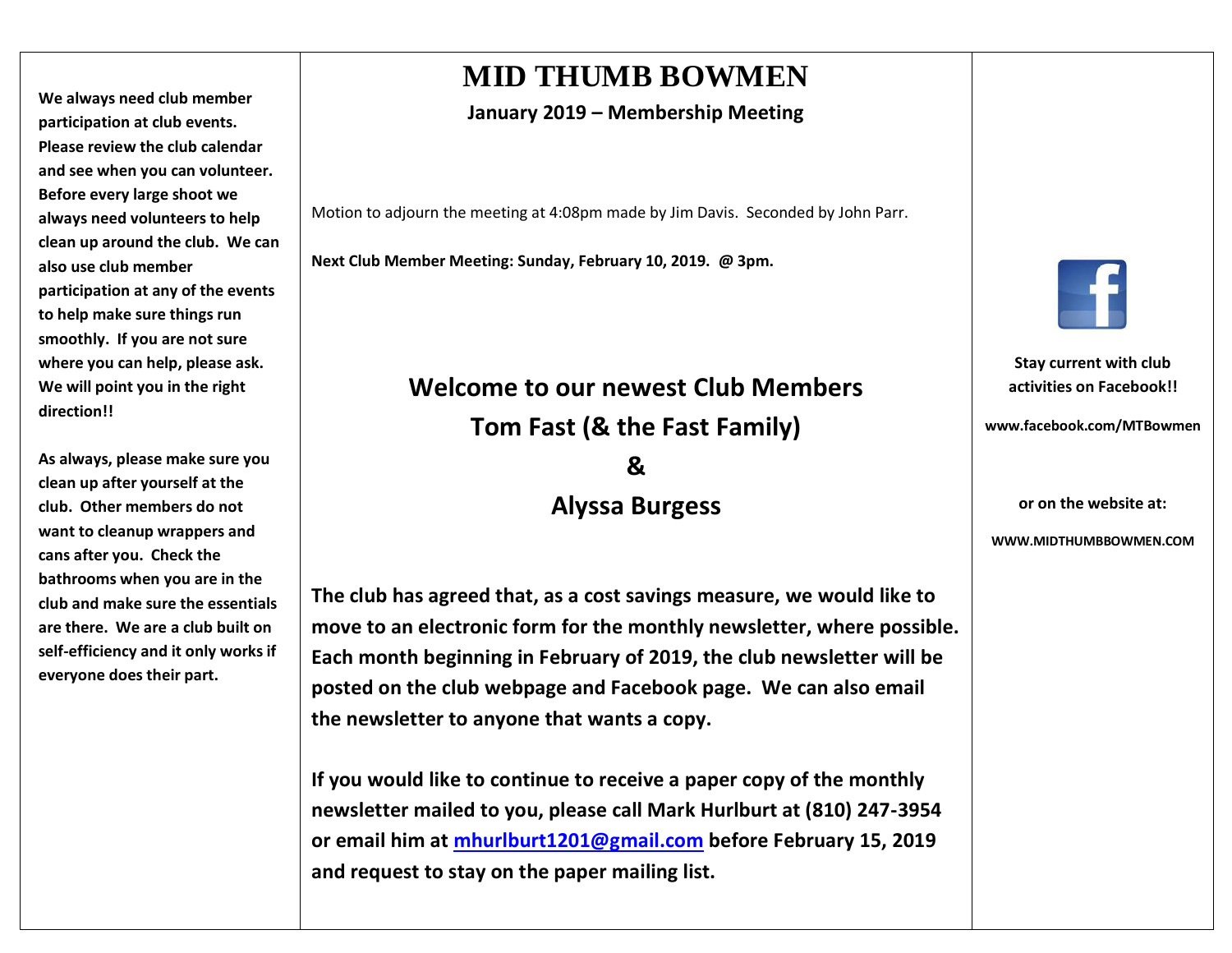# MID THUMB BOWMEN

**January 2019 – Membership Meeting**

Motion to adjourn the meeting at 4:08pm made by Jim Davis. Seconded by John Parr.

**Next Club Member Meeting: Sunday, February 10, 2019. @ 3pm.**

## Welcome to our newest Club Members
## Tom Fast (& the Fast Family)
## &
## Alyssa Burgess

**The club has agreed that, as a cost savings measure, we would like to move to an electronic form for the monthly newsletter, where possible. Each month beginning in February of 2019, the club newsletter will be posted on the club webpage and Facebook page. We can also email the newsletter to anyone that wants a copy.**

**If you would like to continue to receive a paper copy of the monthly newsletter mailed to you, please call Mark Hurlburt at (810) 247-3954 or email him at mhurlburt1201@gmail.com before February 15, 2019 and request to stay on the paper mailing list.**

**We always need club member participation at club events. Please review the club calendar and see when you can volunteer. Before every large shoot we always need volunteers to help clean up around the club. We can also use club member participation at any of the events to help make sure things run smoothly. If you are not sure where you can help, please ask. We will point you in the right direction!!**

**As always, please make sure you clean up after yourself at the club. Other members do not want to cleanup wrappers and cans after you. Check the bathrooms when you are in the club and make sure the essentials are there. We are a club built on self-efficiency and it only works if everyone does their part.**

**Stay current with club activities on Facebook!!**

**www.facebook.com/MTBowmen**

**or on the website at:**

**WWW.MIDTHUMBBOWMEN.COM**